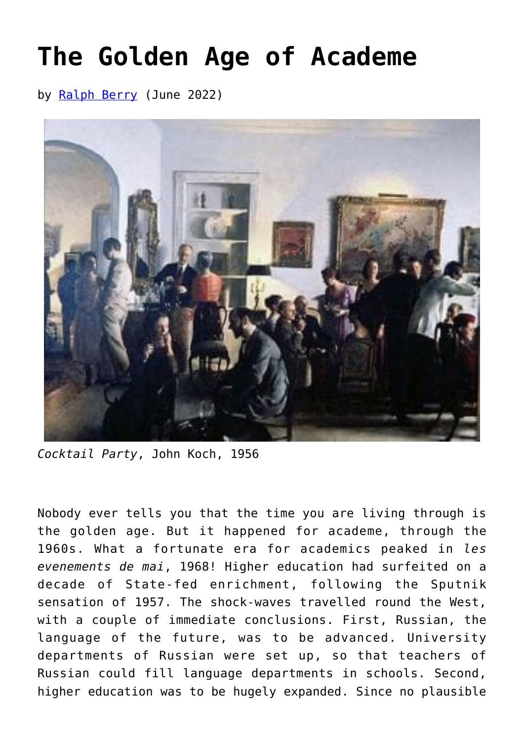# The Golden Age of Academe

by [Ralph Berry](Ralph Berry) (June 2022)

*Cocktail Party*, John Koch, 1956

Nobody ever tells you that the time you are living through is the golden age. But it happened for academe, through the 1960s. What a fortunate era for academics peaked in *les evenements de mai*, 1968! Higher education had surfeited on a decade of State-fed enrichment, following the Sputnik sensation of 1957. The shock-waves travelled round the West, with a couple of immediate conclusions. First, Russian, the language of the future, was to be advanced. University departments of Russian were set up, so that teachers of Russian could fill language departments in schools. Second, higher education was to be hugely expanded. Since no plausible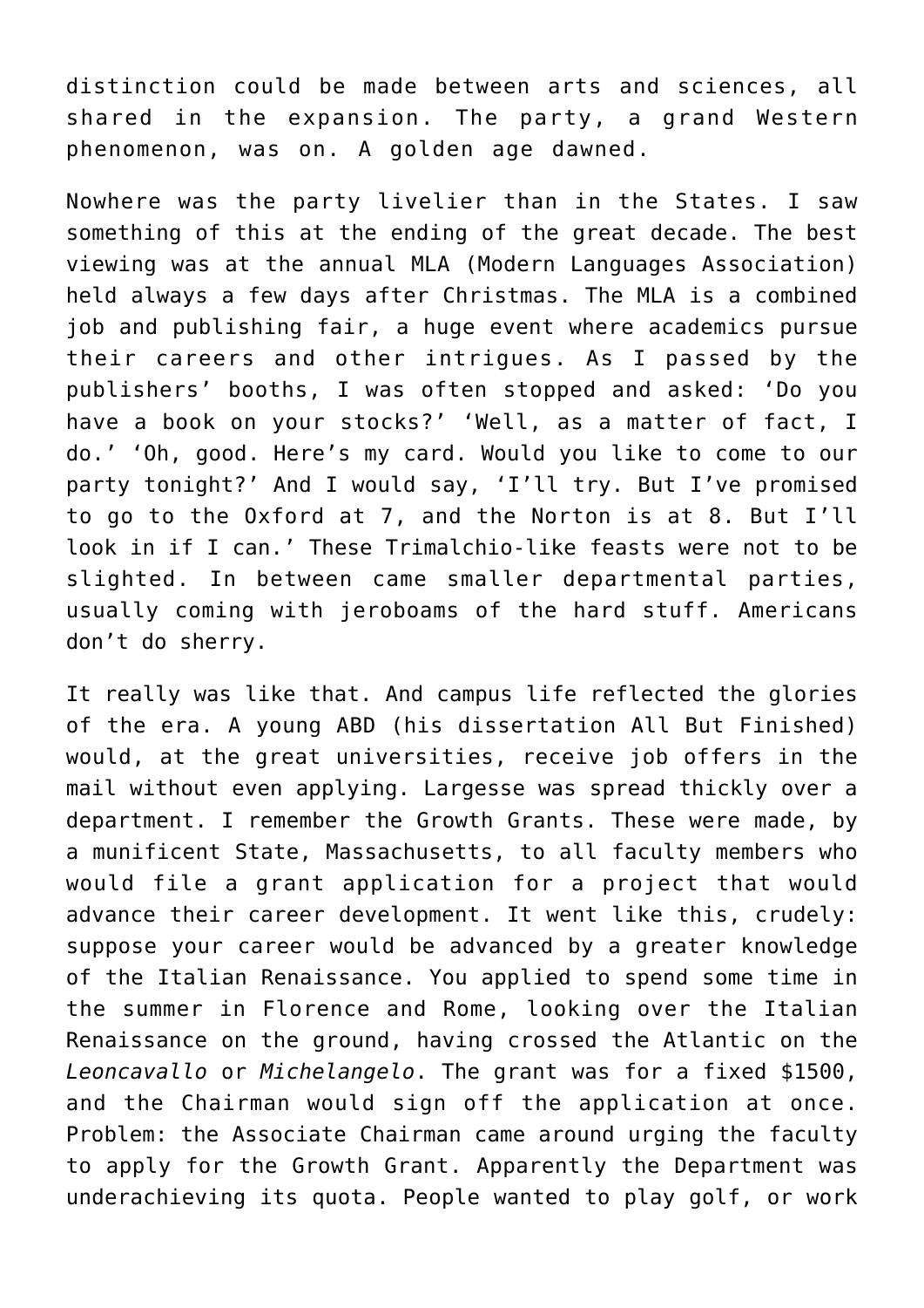distinction could be made between arts and sciences, all shared in the expansion. The party, a grand Western phenomenon, was on. A golden age dawned.

Nowhere was the party livelier than in the States. I saw something of this at the ending of the great decade. The best viewing was at the annual MLA (Modern Languages Association) held always a few days after Christmas. The MLA is a combined job and publishing fair, a huge event where academics pursue their careers and other intrigues. As I passed by the publishers' booths, I was often stopped and asked: 'Do you have a book on your stocks?' 'Well, as a matter of fact, I do.' 'Oh, good. Here's my card. Would you like to come to our party tonight?' And I would say, 'I'll try. But I've promised to go to the Oxford at 7, and the Norton is at 8. But I'll look in if I can.' These Trimalchio-like feasts were not to be slighted. In between came smaller departmental parties, usually coming with jeroboams of the hard stuff. Americans don't do sherry.

It really was like that. And campus life reflected the glories of the era. A young ABD (his dissertation All But Finished) would, at the great universities, receive job offers in the mail without even applying. Largesse was spread thickly over a department. I remember the Growth Grants. These were made, by a munificent State, Massachusetts, to all faculty members who would file a grant application for a project that would advance their career development. It went like this, crudely: suppose your career would be advanced by a greater knowledge of the Italian Renaissance. You applied to spend some time in the summer in Florence and Rome, looking over the Italian Renaissance on the ground, having crossed the Atlantic on the *Leoncavallo* or *Michelangelo*. The grant was for a fixed $1500, and the Chairman would sign off the application at once. Problem: the Associate Chairman came around urging the faculty to apply for the Growth Grant. Apparently the Department was underachieving its quota. People wanted to play golf, or work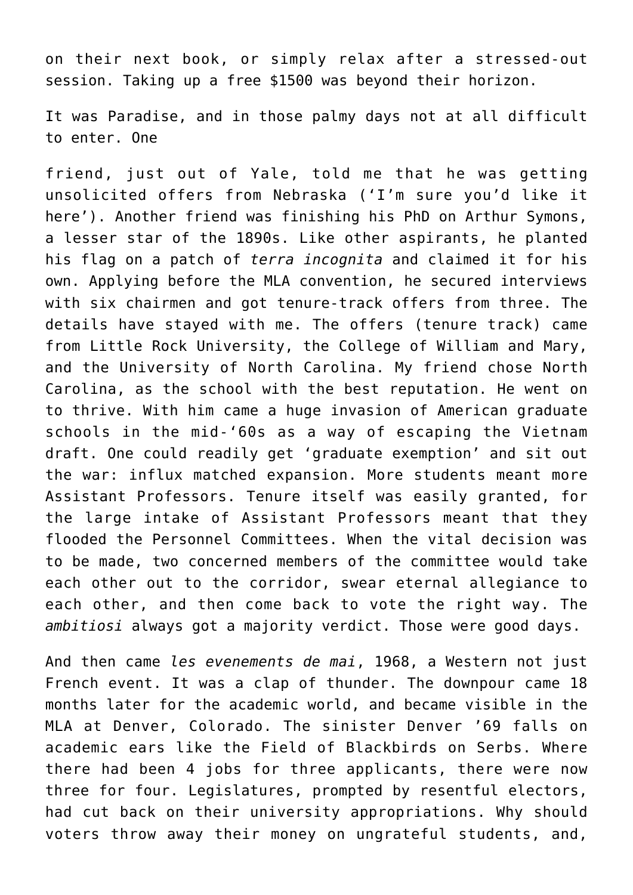on their next book, or simply relax after a stressed-out session. Taking up a free $1500 was beyond their horizon.

It was Paradise, and in those palmy days not at all difficult to enter. One

friend, just out of Yale, told me that he was getting unsolicited offers from Nebraska ('I'm sure you'd like it here'). Another friend was finishing his PhD on Arthur Symons, a lesser star of the 1890s. Like other aspirants, he planted his flag on a patch of *terra incognita* and claimed it for his own. Applying before the MLA convention, he secured interviews with six chairmen and got tenure-track offers from three. The details have stayed with me. The offers (tenure track) came from Little Rock University, the College of William and Mary, and the University of North Carolina. My friend chose North Carolina, as the school with the best reputation. He went on to thrive. With him came a huge invasion of American graduate schools in the mid-'60s as a way of escaping the Vietnam draft. One could readily get 'graduate exemption' and sit out the war: influx matched expansion. More students meant more Assistant Professors. Tenure itself was easily granted, for the large intake of Assistant Professors meant that they flooded the Personnel Committees. When the vital decision was to be made, two concerned members of the committee would take each other out to the corridor, swear eternal allegiance to each other, and then come back to vote the right way. The *ambitiosi* always got a majority verdict. Those were good days.

And then came *les evenements de mai*, 1968, a Western not just French event. It was a clap of thunder. The downpour came 18 months later for the academic world, and became visible in the MLA at Denver, Colorado. The sinister Denver '69 falls on academic ears like the Field of Blackbirds on Serbs. Where there had been 4 jobs for three applicants, there were now three for four. Legislatures, prompted by resentful electors, had cut back on their university appropriations. Why should voters throw away their money on ungrateful students, and,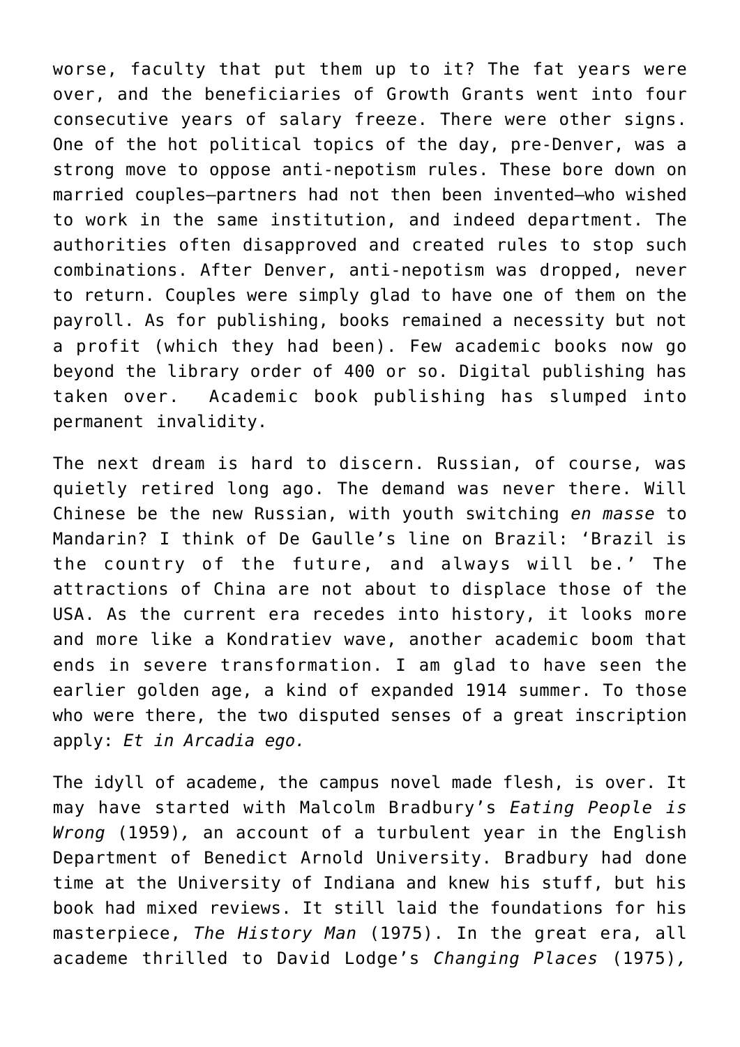worse, faculty that put them up to it? The fat years were over, and the beneficiaries of Growth Grants went into four consecutive years of salary freeze. There were other signs. One of the hot political topics of the day, pre-Denver, was a strong move to oppose anti-nepotism rules. These bore down on married couples—partners had not then been invented—who wished to work in the same institution, and indeed department. The authorities often disapproved and created rules to stop such combinations. After Denver, anti-nepotism was dropped, never to return. Couples were simply glad to have one of them on the payroll. As for publishing, books remained a necessity but not a profit (which they had been). Few academic books now go beyond the library order of 400 or so. Digital publishing has taken over. Academic book publishing has slumped into permanent invalidity.

The next dream is hard to discern. Russian, of course, was quietly retired long ago. The demand was never there. Will Chinese be the new Russian, with youth switching *en masse* to Mandarin? I think of De Gaulle's line on Brazil: 'Brazil is the country of the future, and always will be.' The attractions of China are not about to displace those of the USA. As the current era recedes into history, it looks more and more like a Kondratiev wave, another academic boom that ends in severe transformation. I am glad to have seen the earlier golden age, a kind of expanded 1914 summer. To those who were there, the two disputed senses of a great inscription apply: *Et in Arcadia ego.*

The idyll of academe, the campus novel made flesh, is over. It may have started with Malcolm Bradbury's *Eating People is Wrong* (1959), an account of a turbulent year in the English Department of Benedict Arnold University. Bradbury had done time at the University of Indiana and knew his stuff, but his book had mixed reviews. It still laid the foundations for his masterpiece, *The History Man* (1975). In the great era, all academe thrilled to David Lodge's *Changing Places* (1975),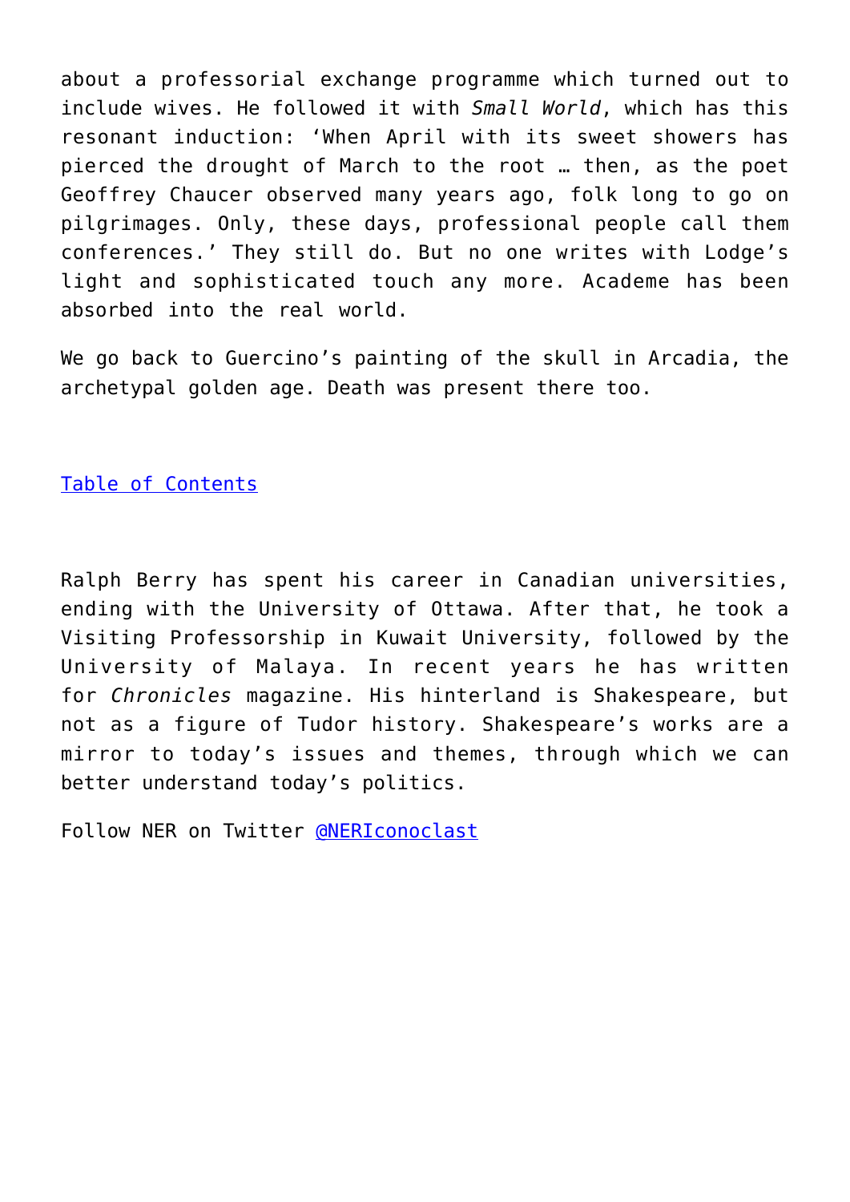about a professorial exchange programme which turned out to include wives. He followed it with *Small World*, which has this resonant induction: 'When April with its sweet showers has pierced the drought of March to the root … then, as the poet Geoffrey Chaucer observed many years ago, folk long to go on pilgrimages. Only, these days, professional people call them conferences.' They still do. But no one writes with Lodge's light and sophisticated touch any more. Academe has been absorbed into the real world.

We go back to Guercino's painting of the skull in Arcadia, the archetypal golden age. Death was present there too.

[Table of Contents]

Ralph Berry has spent his career in Canadian universities, ending with the University of Ottawa. After that, he took a Visiting Professorship in Kuwait University, followed by the University of Malaya. In recent years he has written for *Chronicles* magazine. His hinterland is Shakespeare, but not as a figure of Tudor history. Shakespeare's works are a mirror to today's issues and themes, through which we can better understand today's politics.

Follow NER on Twitter [@NERIconoclast]